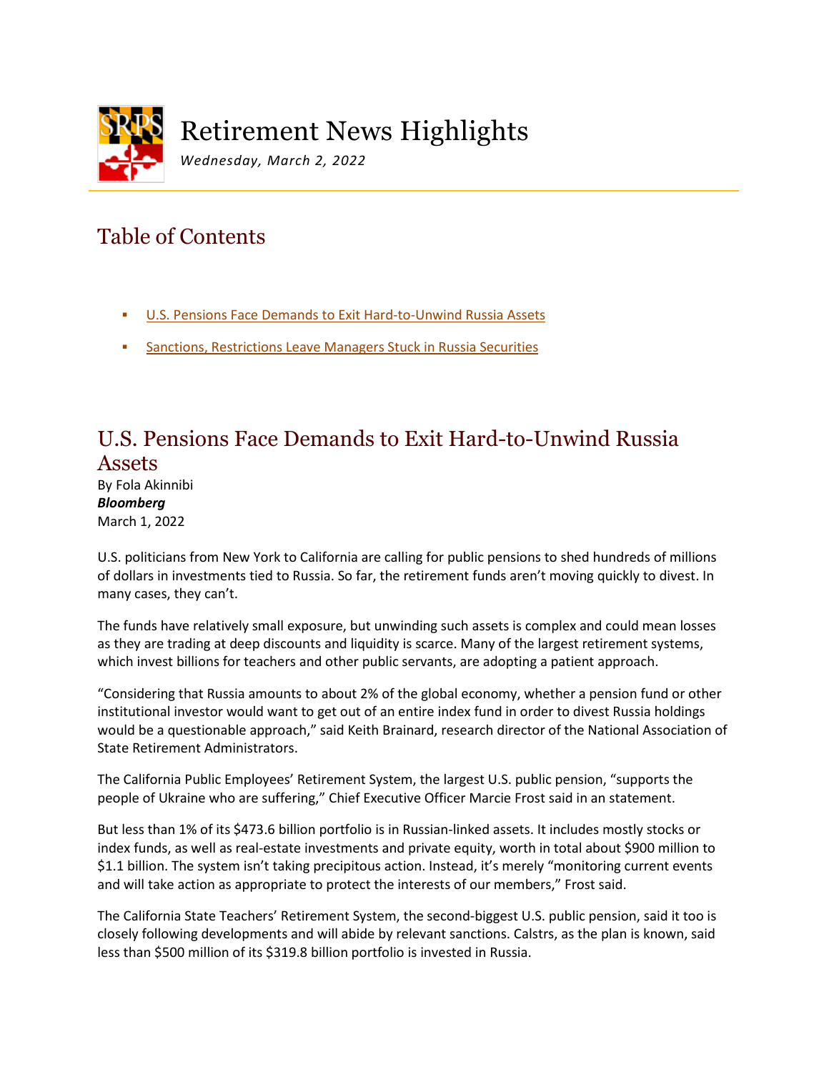# Retirement News Highlights

*Wednesday, March 2, 2022*

## Table of Contents

- U.S. Pensions Face Demands to Exit Hard-to-Unwind Russia Assets
- Sanctions, Restrictions Leave Managers Stuck in Russia Securities

## U.S. Pensions Face Demands to Exit Hard-to-Unwind Russia Assets

By Fola Akinnibi
***Bloomberg***
March 1, 2022

U.S. politicians from New York to California are calling for public pensions to shed hundreds of millions of dollars in investments tied to Russia. So far, the retirement funds aren't moving quickly to divest. In many cases, they can't.

The funds have relatively small exposure, but unwinding such assets is complex and could mean losses as they are trading at deep discounts and liquidity is scarce. Many of the largest retirement systems, which invest billions for teachers and other public servants, are adopting a patient approach.

"Considering that Russia amounts to about 2% of the global economy, whether a pension fund or other institutional investor would want to get out of an entire index fund in order to divest Russia holdings would be a questionable approach," said Keith Brainard, research director of the National Association of State Retirement Administrators.

The California Public Employees' Retirement System, the largest U.S. public pension, "supports the people of Ukraine who are suffering," Chief Executive Officer Marcie Frost said in an statement.

But less than 1% of its $473.6 billion portfolio is in Russian-linked assets. It includes mostly stocks or index funds, as well as real-estate investments and private equity, worth in total about $900 million to $1.1 billion. The system isn't taking precipitous action. Instead, it's merely "monitoring current events and will take action as appropriate to protect the interests of our members," Frost said.

The California State Teachers' Retirement System, the second-biggest U.S. public pension, said it too is closely following developments and will abide by relevant sanctions. Calstrs, as the plan is known, said less than $500 million of its $319.8 billion portfolio is invested in Russia.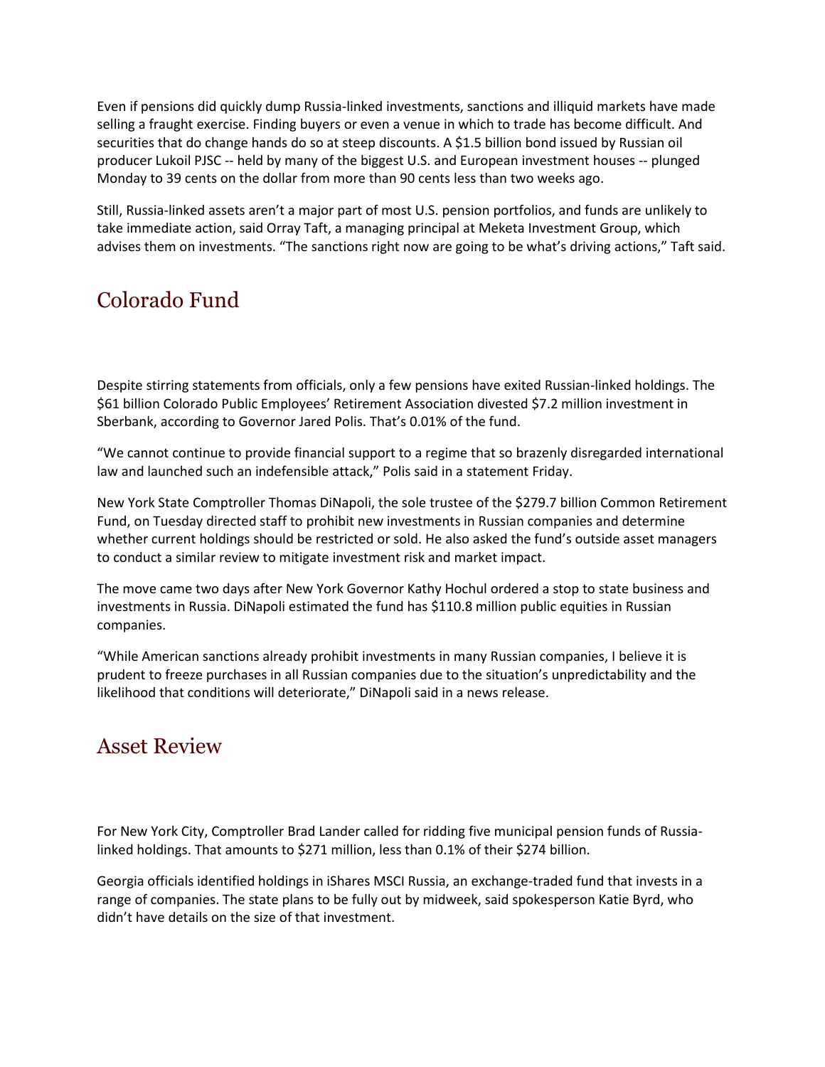Even if pensions did quickly dump Russia-linked investments, sanctions and illiquid markets have made selling a fraught exercise. Finding buyers or even a venue in which to trade has become difficult. And securities that do change hands do so at steep discounts. A $1.5 billion bond issued by Russian oil producer Lukoil PJSC -- held by many of the biggest U.S. and European investment houses -- plunged Monday to 39 cents on the dollar from more than 90 cents less than two weeks ago.

Still, Russia-linked assets aren't a major part of most U.S. pension portfolios, and funds are unlikely to take immediate action, said Orray Taft, a managing principal at Meketa Investment Group, which advises them on investments. "The sanctions right now are going to be what's driving actions," Taft said.

## Colorado Fund

Despite stirring statements from officials, only a few pensions have exited Russian-linked holdings. The $61 billion Colorado Public Employees' Retirement Association divested $7.2 million investment in Sberbank, according to Governor Jared Polis. That's 0.01% of the fund.

"We cannot continue to provide financial support to a regime that so brazenly disregarded international law and launched such an indefensible attack," Polis said in a statement Friday.

New York State Comptroller Thomas DiNapoli, the sole trustee of the $279.7 billion Common Retirement Fund, on Tuesday directed staff to prohibit new investments in Russian companies and determine whether current holdings should be restricted or sold. He also asked the fund's outside asset managers to conduct a similar review to mitigate investment risk and market impact.

The move came two days after New York Governor Kathy Hochul ordered a stop to state business and investments in Russia. DiNapoli estimated the fund has $110.8 million public equities in Russian companies.

"While American sanctions already prohibit investments in many Russian companies, I believe it is prudent to freeze purchases in all Russian companies due to the situation's unpredictability and the likelihood that conditions will deteriorate," DiNapoli said in a news release.

## Asset Review

For New York City, Comptroller Brad Lander called for ridding five municipal pension funds of Russia-linked holdings. That amounts to $271 million, less than 0.1% of their $274 billion.

Georgia officials identified holdings in iShares MSCI Russia, an exchange-traded fund that invests in a range of companies. The state plans to be fully out by midweek, said spokesperson Katie Byrd, who didn't have details on the size of that investment.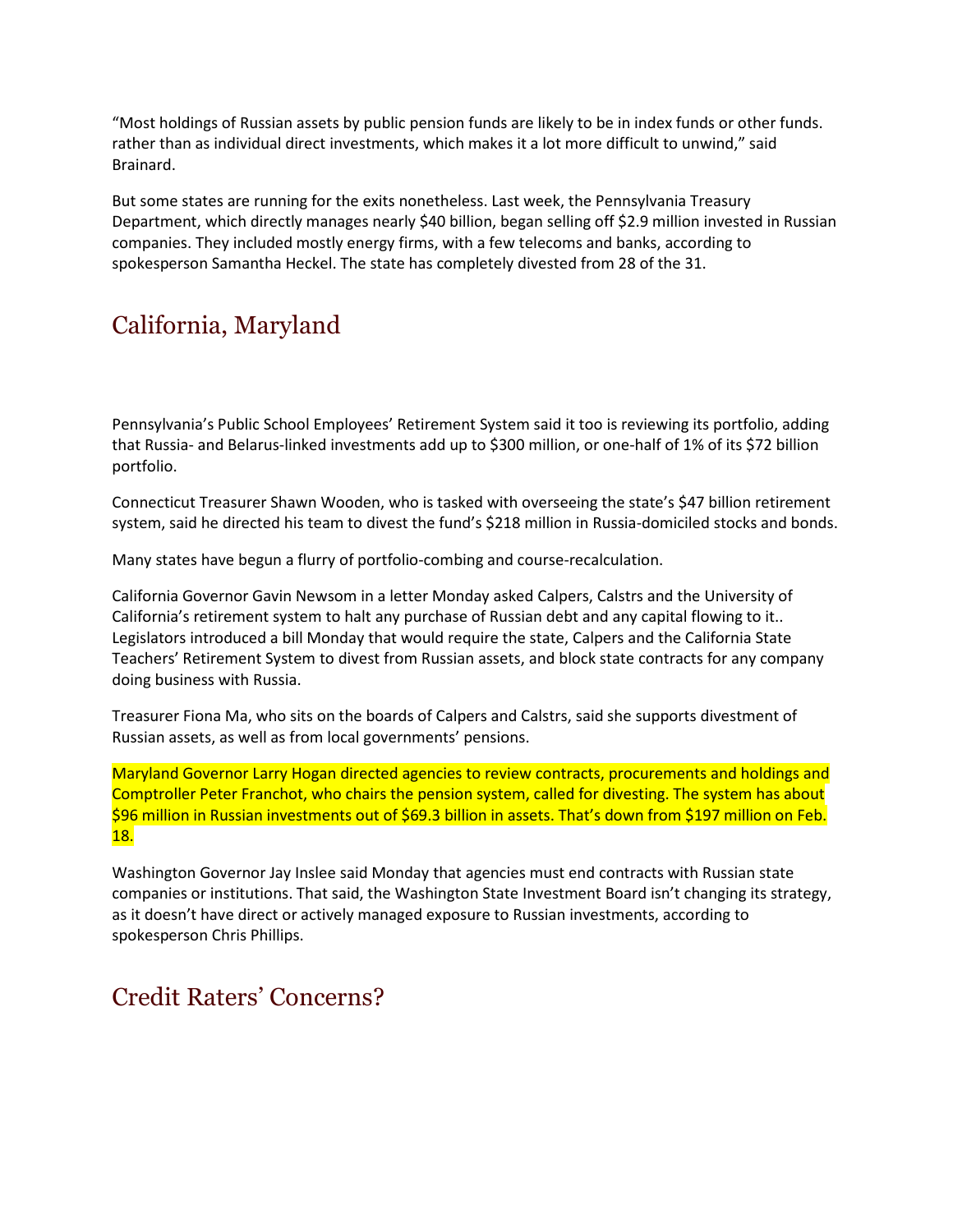"Most holdings of Russian assets by public pension funds are likely to be in index funds or other funds. rather than as individual direct investments, which makes it a lot more difficult to unwind," said Brainard.

But some states are running for the exits nonetheless. Last week, the Pennsylvania Treasury Department, which directly manages nearly $40 billion, began selling off $2.9 million invested in Russian companies. They included mostly energy firms, with a few telecoms and banks, according to spokesperson Samantha Heckel. The state has completely divested from 28 of the 31.

## California, Maryland

Pennsylvania's Public School Employees' Retirement System said it too is reviewing its portfolio, adding that Russia- and Belarus-linked investments add up to $300 million, or one-half of 1% of its $72 billion portfolio.

Connecticut Treasurer Shawn Wooden, who is tasked with overseeing the state's $47 billion retirement system, said he directed his team to divest the fund's $218 million in Russia-domiciled stocks and bonds.

Many states have begun a flurry of portfolio-combing and course-recalculation.

California Governor Gavin Newsom in a letter Monday asked Calpers, Calstrs and the University of California's retirement system to halt any purchase of Russian debt and any capital flowing to it.. Legislators introduced a bill Monday that would require the state, Calpers and the California State Teachers' Retirement System to divest from Russian assets, and block state contracts for any company doing business with Russia.

Treasurer Fiona Ma, who sits on the boards of Calpers and Calstrs, said she supports divestment of Russian assets, as well as from local governments' pensions.

Maryland Governor Larry Hogan directed agencies to review contracts, procurements and holdings and Comptroller Peter Franchot, who chairs the pension system, called for divesting. The system has about $96 million in Russian investments out of $69.3 billion in assets. That's down from $197 million on Feb. 18.

Washington Governor Jay Inslee said Monday that agencies must end contracts with Russian state companies or institutions. That said, the Washington State Investment Board isn't changing its strategy, as it doesn't have direct or actively managed exposure to Russian investments, according to spokesperson Chris Phillips.

## Credit Raters' Concerns?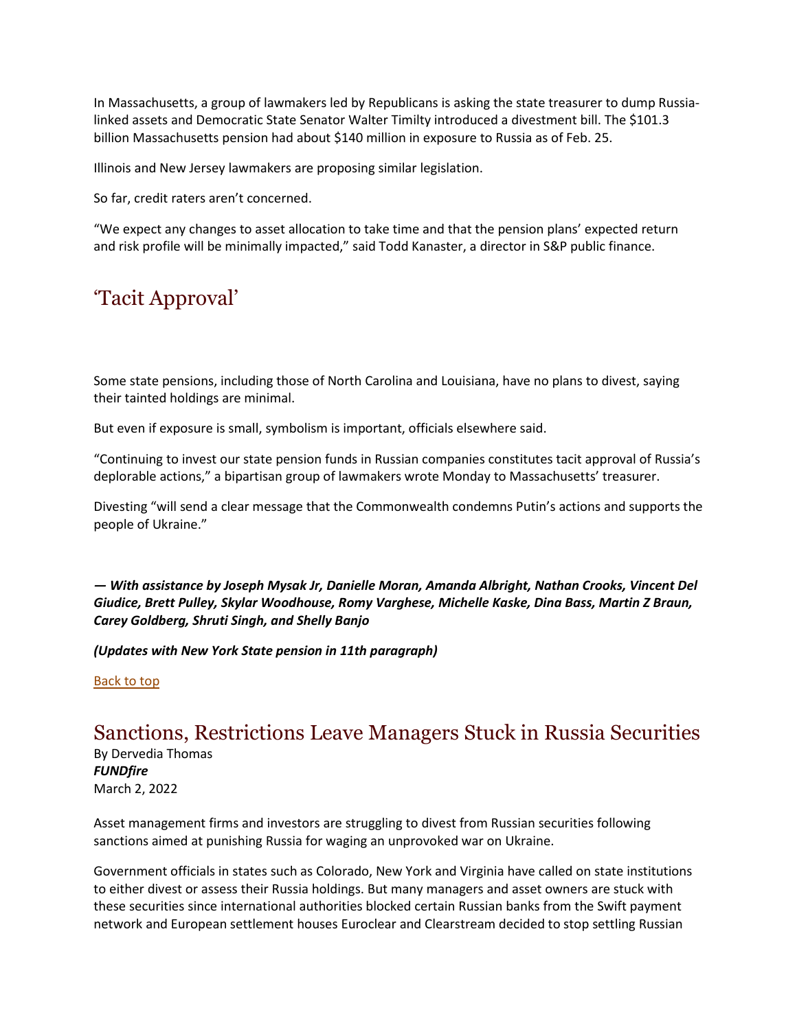In Massachusetts, a group of lawmakers led by Republicans is asking the state treasurer to dump Russia-linked assets and Democratic State Senator Walter Timilty introduced a divestment bill. The $101.3 billion Massachusetts pension had about $140 million in exposure to Russia as of Feb. 25.

Illinois and New Jersey lawmakers are proposing similar legislation.

So far, credit raters aren't concerned.

"We expect any changes to asset allocation to take time and that the pension plans' expected return and risk profile will be minimally impacted," said Todd Kanaster, a director in S&P public finance.

## 'Tacit Approval'

Some state pensions, including those of North Carolina and Louisiana, have no plans to divest, saying their tainted holdings are minimal.

But even if exposure is small, symbolism is important, officials elsewhere said.

"Continuing to invest our state pension funds in Russian companies constitutes tacit approval of Russia's deplorable actions," a bipartisan group of lawmakers wrote Monday to Massachusetts' treasurer.

Divesting "will send a clear message that the Commonwealth condemns Putin's actions and supports the people of Ukraine."

***— With assistance by Joseph Mysak Jr, Danielle Moran, Amanda Albright, Nathan Crooks, Vincent Del Giudice, Brett Pulley, Skylar Woodhouse, Romy Varghese, Michelle Kaske, Dina Bass, Martin Z Braun, Carey Goldberg, Shruti Singh, and Shelly Banjo***

***(Updates with New York State pension in 11th paragraph)***

Back to top

## Sanctions, Restrictions Leave Managers Stuck in Russia Securities

By Dervedia Thomas
***FUNDfire***
March 2, 2022

Asset management firms and investors are struggling to divest from Russian securities following sanctions aimed at punishing Russia for waging an unprovoked war on Ukraine.

Government officials in states such as Colorado, New York and Virginia have called on state institutions to either divest or assess their Russia holdings. But many managers and asset owners are stuck with these securities since international authorities blocked certain Russian banks from the Swift payment network and European settlement houses Euroclear and Clearstream decided to stop settling Russian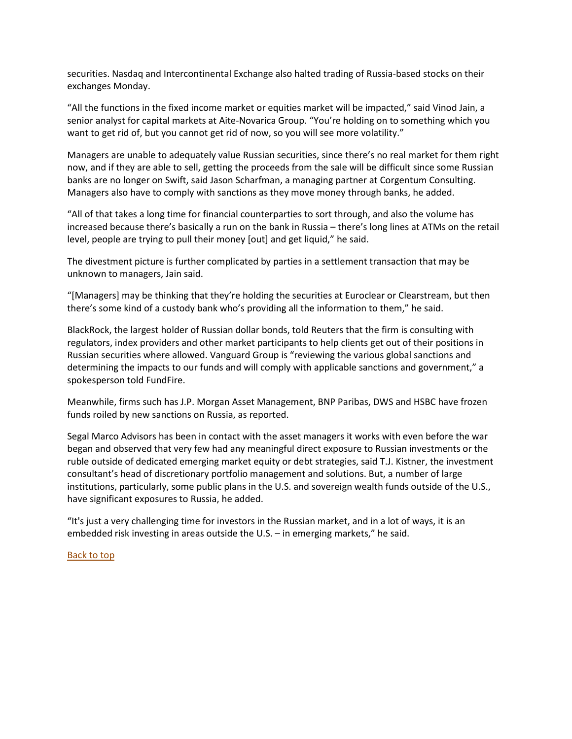securities. Nasdaq and Intercontinental Exchange also halted trading of Russia-based stocks on their exchanges Monday.

"All the functions in the fixed income market or equities market will be impacted," said Vinod Jain, a senior analyst for capital markets at Aite-Novarica Group. "You're holding on to something which you want to get rid of, but you cannot get rid of now, so you will see more volatility."

Managers are unable to adequately value Russian securities, since there's no real market for them right now, and if they are able to sell, getting the proceeds from the sale will be difficult since some Russian banks are no longer on Swift, said Jason Scharfman, a managing partner at Corgentum Consulting. Managers also have to comply with sanctions as they move money through banks, he added.

"All of that takes a long time for financial counterparties to sort through, and also the volume has increased because there's basically a run on the bank in Russia – there's long lines at ATMs on the retail level, people are trying to pull their money [out] and get liquid," he said.

The divestment picture is further complicated by parties in a settlement transaction that may be unknown to managers, Jain said.

"[Managers] may be thinking that they're holding the securities at Euroclear or Clearstream, but then there's some kind of a custody bank who's providing all the information to them," he said.

BlackRock, the largest holder of Russian dollar bonds, told Reuters that the firm is consulting with regulators, index providers and other market participants to help clients get out of their positions in Russian securities where allowed. Vanguard Group is "reviewing the various global sanctions and determining the impacts to our funds and will comply with applicable sanctions and government," a spokesperson told FundFire.

Meanwhile, firms such has J.P. Morgan Asset Management, BNP Paribas, DWS and HSBC have frozen funds roiled by new sanctions on Russia, as reported.

Segal Marco Advisors has been in contact with the asset managers it works with even before the war began and observed that very few had any meaningful direct exposure to Russian investments or the ruble outside of dedicated emerging market equity or debt strategies, said T.J. Kistner, the investment consultant's head of discretionary portfolio management and solutions. But, a number of large institutions, particularly, some public plans in the U.S. and sovereign wealth funds outside of the U.S., have significant exposures to Russia, he added.

"It's just a very challenging time for investors in the Russian market, and in a lot of ways, it is an embedded risk investing in areas outside the U.S. – in emerging markets," he said.

Back to top